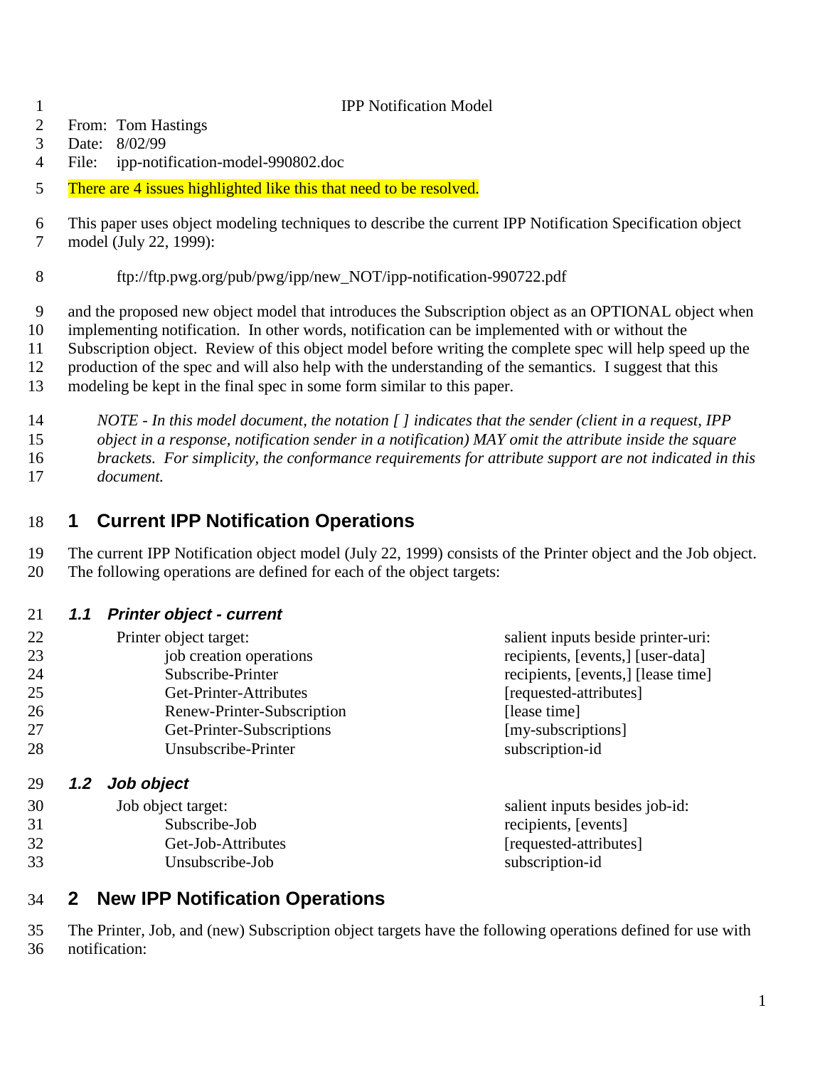IPP Notification Model

From: Tom Hastings
Date: 8/02/99
File: ipp-notification-model-990802.doc

There are 4 issues highlighted like this that need to be resolved.

This paper uses object modeling techniques to describe the current IPP Notification Specification object model (July 22, 1999):

ftp://ftp.pwg.org/pub/pwg/ipp/new_NOT/ipp-notification-990722.pdf

and the proposed new object model that introduces the Subscription object as an OPTIONAL object when implementing notification. In other words, notification can be implemented with or without the Subscription object. Review of this object model before writing the complete spec will help speed up the production of the spec and will also help with the understanding of the semantics. I suggest that this modeling be kept in the final spec in some form similar to this paper.

*NOTE - In this model document, the notation [ ] indicates that the sender (client in a request, IPP object in a response, notification sender in a notification) MAY omit the attribute inside the square brackets. For simplicity, the conformance requirements for attribute support are not indicated in this document.*

# 1 Current IPP Notification Operations

The current IPP Notification object model (July 22, 1999) consists of the Printer object and the Job object. The following operations are defined for each of the object targets:

## *1.1 Printer object - current*

| Printer object target: | salient inputs beside printer-uri: |
|---|---|
| job creation operations | recipients, [events,] [user-data] |
| Subscribe-Printer | recipients, [events,] [lease time] |
| Get-Printer-Attributes | [requested-attributes] |
| Renew-Printer-Subscription | [lease time] |
| Get-Printer-Subscriptions | [my-subscriptions] |
| Unsubscribe-Printer | subscription-id |

## *1.2 Job object*

| Job object target: | salient inputs besides job-id: |
|---|---|
| Subscribe-Job | recipients, [events] |
| Get-Job-Attributes | [requested-attributes] |
| Unsubscribe-Job | subscription-id |

# 2 New IPP Notification Operations

The Printer, Job, and (new) Subscription object targets have the following operations defined for use with notification: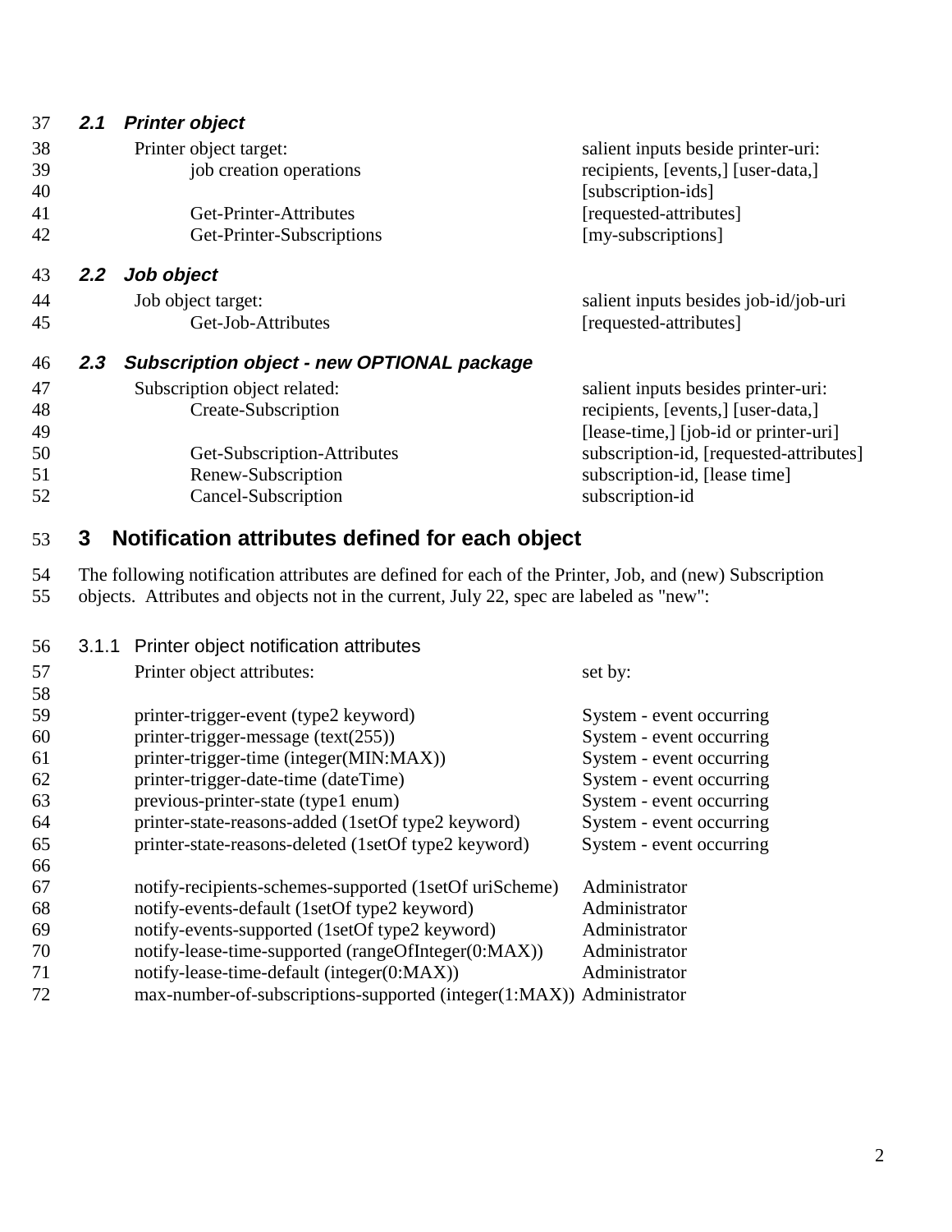## *2.1 Printer object*

| Printer object target: | salient inputs beside printer-uri: |
|---|---|
| job creation operations | recipients, [events,] [user-data,] [subscription-ids] |
| Get-Printer-Attributes | [requested-attributes] |
| Get-Printer-Subscriptions | [my-subscriptions] |

## *2.2 Job object*

| Job object target: | salient inputs besides job-id/job-uri |
|---|---|
| Get-Job-Attributes | [requested-attributes] |

## *2.3 Subscription object - new OPTIONAL package*

| Subscription object related: | salient inputs besides printer-uri: |
|---|---|
| Create-Subscription | recipients, [events,] [user-data,] [lease-time,] [job-id or printer-uri] |
| Get-Subscription-Attributes | subscription-id, [requested-attributes] |
| Renew-Subscription | subscription-id, [lease time] |
| Cancel-Subscription | subscription-id |

# 3 Notification attributes defined for each object

The following notification attributes are defined for each of the Printer, Job, and (new) Subscription objects. Attributes and objects not in the current, July 22, spec are labeled as "new":

### 3.1.1 Printer object notification attributes

| Printer object attributes: | set by: |
|---|---|
| printer-trigger-event (type2 keyword) | System - event occurring |
| printer-trigger-message (text(255)) | System - event occurring |
| printer-trigger-time (integer(MIN:MAX)) | System - event occurring |
| printer-trigger-date-time (dateTime) | System - event occurring |
| previous-printer-state (type1 enum) | System - event occurring |
| printer-state-reasons-added (1setOf type2 keyword) | System - event occurring |
| printer-state-reasons-deleted (1setOf type2 keyword) | System - event occurring |
| notify-recipients-schemes-supported (1setOf uriScheme) | Administrator |
| notify-events-default (1setOf type2 keyword) | Administrator |
| notify-events-supported (1setOf type2 keyword) | Administrator |
| notify-lease-time-supported (rangeOfInteger(0:MAX)) | Administrator |
| notify-lease-time-default (integer(0:MAX)) | Administrator |
| max-number-of-subscriptions-supported (integer(1:MAX)) | Administrator |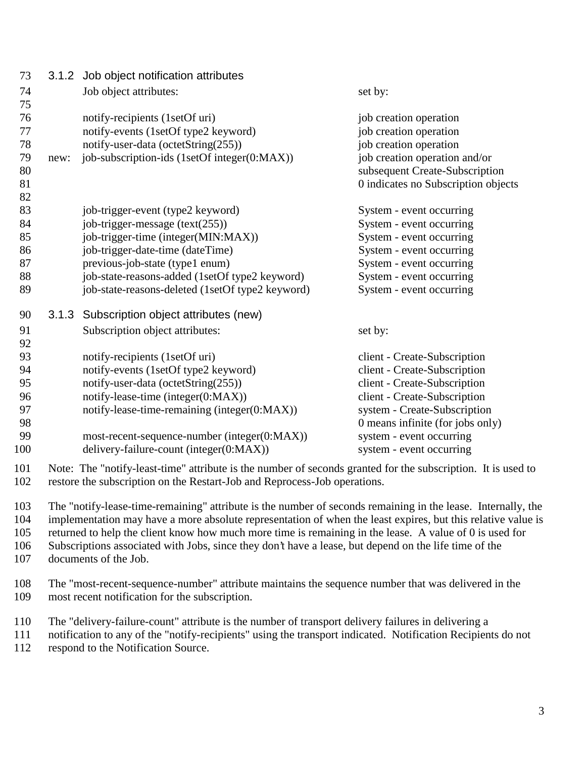### 3.1.2 Job object notification attributes

| | Job object attributes: | set by: |
|---|---|---|
| | notify-recipients (1setOf uri) | job creation operation |
| | notify-events (1setOf type2 keyword) | job creation operation |
| | notify-user-data (octetString(255)) | job creation operation |
| new: | job-subscription-ids (1setOf integer(0:MAX)) | job creation operation and/or subsequent Create-Subscription 0 indicates no Subscription objects |
| | job-trigger-event (type2 keyword) | System - event occurring |
| | job-trigger-message (text(255)) | System - event occurring |
| | job-trigger-time (integer(MIN:MAX)) | System - event occurring |
| | job-trigger-date-time (dateTime) | System - event occurring |
| | previous-job-state (type1 enum) | System - event occurring |
| | job-state-reasons-added (1setOf type2 keyword) | System - event occurring |
| | job-state-reasons-deleted (1setOf type2 keyword) | System - event occurring |

### 3.1.3 Subscription object attributes (new)

| Subscription object attributes: | set by: |
|---|---|
| notify-recipients (1setOf uri) | client - Create-Subscription |
| notify-events (1setOf type2 keyword) | client - Create-Subscription |
| notify-user-data (octetString(255)) | client - Create-Subscription |
| notify-lease-time (integer(0:MAX)) | client - Create-Subscription |
| notify-lease-time-remaining (integer(0:MAX)) | system - Create-Subscription 0 means infinite (for jobs only) |
| most-recent-sequence-number (integer(0:MAX)) | system - event occurring |
| delivery-failure-count (integer(0:MAX)) | system - event occurring |

Note: The "notify-least-time" attribute is the number of seconds granted for the subscription. It is used to restore the subscription on the Restart-Job and Reprocess-Job operations.

The "notify-lease-time-remaining" attribute is the number of seconds remaining in the lease. Internally, the implementation may have a more absolute representation of when the least expires, but this relative value is returned to help the client know how much more time is remaining in the lease. A value of 0 is used for Subscriptions associated with Jobs, since they don't have a lease, but depend on the life time of the documents of the Job.

The "most-recent-sequence-number" attribute maintains the sequence number that was delivered in the most recent notification for the subscription.

The "delivery-failure-count" attribute is the number of transport delivery failures in delivering a notification to any of the "notify-recipients" using the transport indicated. Notification Recipients do not respond to the Notification Source.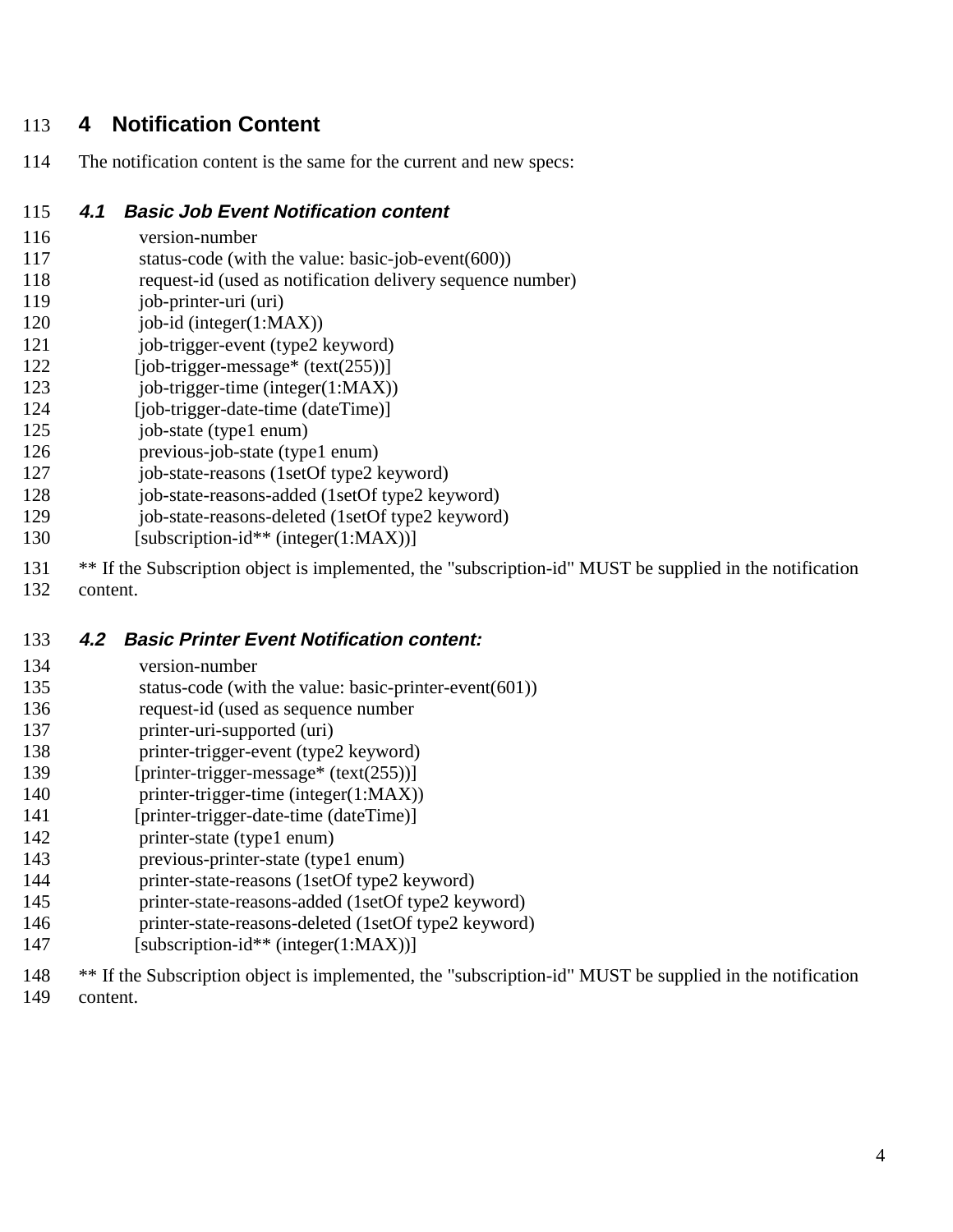# 4 Notification Content

The notification content is the same for the current and new specs:

## 4.1 Basic Job Event Notification content

```
 version-number
 status-code (with the value: basic-job-event(600))
 request-id (used as notification delivery sequence number)
 job-printer-uri (uri)
 job-id (integer(1:MAX))
 job-trigger-event (type2 keyword)
[job-trigger-message* (text(255))]
 job-trigger-time (integer(1:MAX))
[job-trigger-date-time (dateTime)]
 job-state (type1 enum)
 previous-job-state (type1 enum)
 job-state-reasons (1setOf type2 keyword)
 job-state-reasons-added (1setOf type2 keyword)
 job-state-reasons-deleted (1setOf type2 keyword)
[subscription-id** (integer(1:MAX))]
```

** If the Subscription object is implemented, the "subscription-id" MUST be supplied in the notification content.

## 4.2 Basic Printer Event Notification content:

```
 version-number
 status-code (with the value: basic-printer-event(601))
 request-id (used as sequence number
 printer-uri-supported (uri)
 printer-trigger-event (type2 keyword)
[printer-trigger-message* (text(255))]
 printer-trigger-time (integer(1:MAX))
[printer-trigger-date-time (dateTime)]
 printer-state (type1 enum)
 previous-printer-state (type1 enum)
 printer-state-reasons (1setOf type2 keyword)
 printer-state-reasons-added (1setOf type2 keyword)
 printer-state-reasons-deleted (1setOf type2 keyword)
[subscription-id** (integer(1:MAX))]
```

** If the Subscription object is implemented, the "subscription-id" MUST be supplied in the notification content.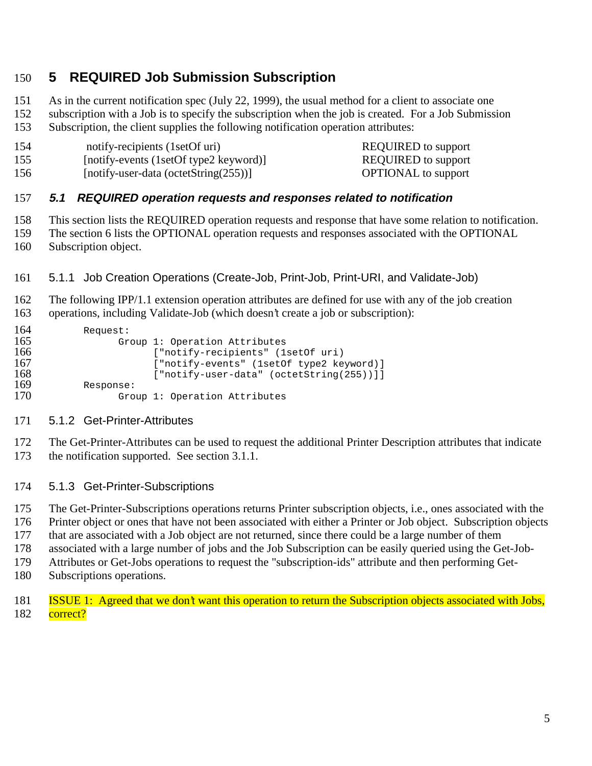# 5 REQUIRED Job Submission Subscription

As in the current notification spec (July 22, 1999), the usual method for a client to associate one subscription with a Job is to specify the subscription when the job is created. For a Job Submission Subscription, the client supplies the following notification operation attributes:

| | |
|---|---|
| notify-recipients (1setOf uri) | REQUIRED to support |
| [notify-events (1setOf type2 keyword)] | REQUIRED to support |
| [notify-user-data (octetString(255))] | OPTIONAL to support |

## *5.1 REQUIRED operation requests and responses related to notification*

This section lists the REQUIRED operation requests and response that have some relation to notification. The section 6 lists the OPTIONAL operation requests and responses associated with the OPTIONAL Subscription object.

### 5.1.1 Job Creation Operations (Create-Job, Print-Job, Print-URI, and Validate-Job)

The following IPP/1.1 extension operation attributes are defined for use with any of the job creation operations, including Validate-Job (which doesn't create a job or subscription):

```
Request:
      Group 1: Operation Attributes
            ["notify-recipients" (1setOf uri)
            ["notify-events" (1setOf type2 keyword)]
            ["notify-user-data" (octetString(255))]]
Response:
      Group 1: Operation Attributes
```

### 5.1.2 Get-Printer-Attributes

The Get-Printer-Attributes can be used to request the additional Printer Description attributes that indicate the notification supported. See section 3.1.1.

### 5.1.3 Get-Printer-Subscriptions

The Get-Printer-Subscriptions operations returns Printer subscription objects, i.e., ones associated with the Printer object or ones that have not been associated with either a Printer or Job object. Subscription objects that are associated with a Job object are not returned, since there could be a large number of them associated with a large number of jobs and the Job Subscription can be easily queried using the Get-Job-Attributes or Get-Jobs operations to request the "subscription-ids" attribute and then performing Get-Subscriptions operations.

ISSUE 1: Agreed that we don't want this operation to return the Subscription objects associated with Jobs, correct?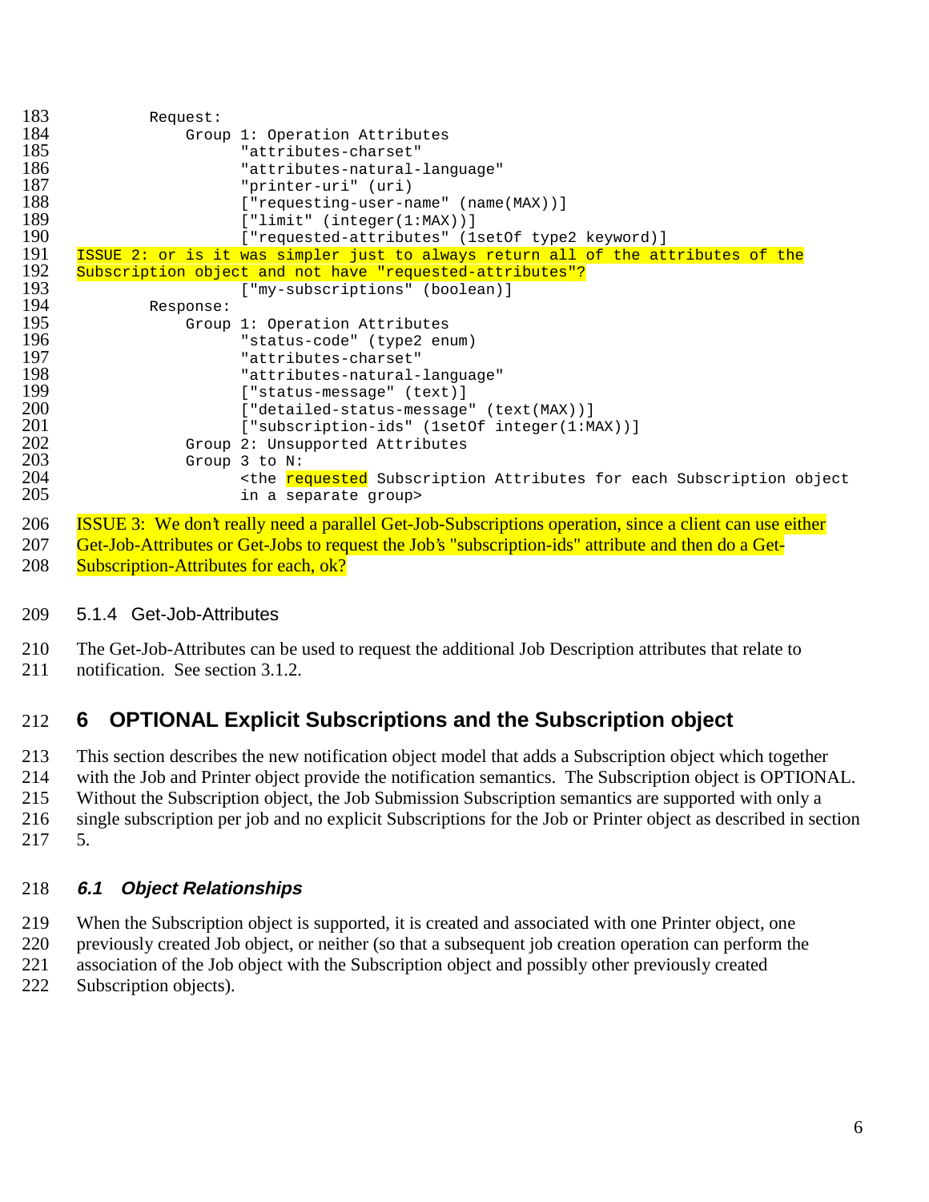```
Request:
    Group 1: Operation Attributes
          "attributes-charset"
          "attributes-natural-language"
          "printer-uri" (uri)
          ["requesting-user-name" (name(MAX))]
          ["limit" (integer(1:MAX))]
          ["requested-attributes" (1setOf type2 keyword)]
ISSUE 2: or is it was simpler just to always return all of the attributes of the
Subscription object and not have "requested-attributes"?
          ["my-subscriptions" (boolean)]
Response:
    Group 1: Operation Attributes
          "status-code" (type2 enum)
          "attributes-charset"
          "attributes-natural-language"
          ["status-message" (text)]
          ["detailed-status-message" (text(MAX))]
          ["subscription-ids" (1setOf integer(1:MAX))]
    Group 2: Unsupported Attributes
    Group 3 to N:
          <the requested Subscription Attributes for each Subscription object
          in a separate group>
```

ISSUE 3: We don't really need a parallel Get-Job-Subscriptions operation, since a client can use either Get-Job-Attributes or Get-Jobs to request the Job's "subscription-ids" attribute and then do a Get-Subscription-Attributes for each, ok?

### 5.1.4 Get-Job-Attributes

The Get-Job-Attributes can be used to request the additional Job Description attributes that relate to notification. See section 3.1.2.

# 6 OPTIONAL Explicit Subscriptions and the Subscription object

This section describes the new notification object model that adds a Subscription object which together with the Job and Printer object provide the notification semantics. The Subscription object is OPTIONAL. Without the Subscription object, the Job Submission Subscription semantics are supported with only a single subscription per job and no explicit Subscriptions for the Job or Printer object as described in section 5.

## *6.1 Object Relationships*

When the Subscription object is supported, it is created and associated with one Printer object, one previously created Job object, or neither (so that a subsequent job creation operation can perform the association of the Job object with the Subscription object and possibly other previously created Subscription objects).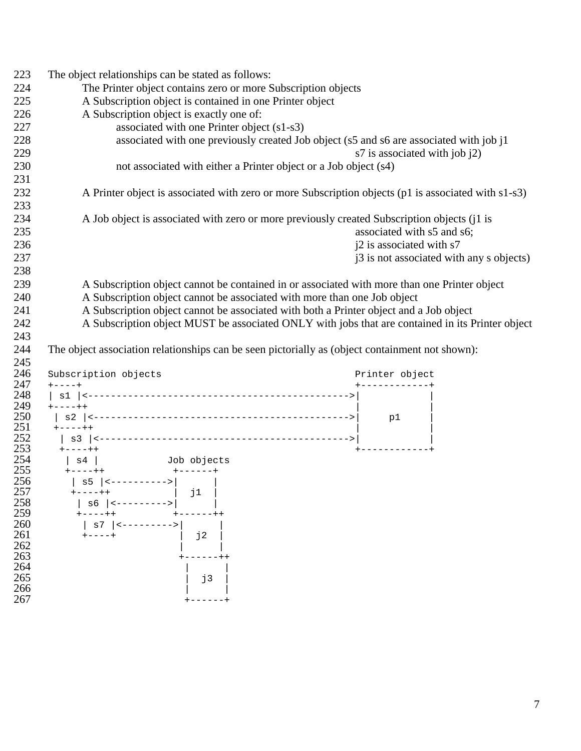The object relationships can be stated as follows:

- The Printer object contains zero or more Subscription objects
- A Subscription object is contained in one Printer object
- A Subscription object is exactly one of:
  - associated with one Printer object (s1-s3)
  - associated with one previously created Job object (s5 and s6 are associated with job j1; s7 is associated with job j2)
  - not associated with either a Printer object or a Job object (s4)

- A Printer object is associated with zero or more Subscription objects (p1 is associated with s1-s3)

- A Job object is associated with zero or more previously created Subscription objects (j1 is associated with s5 and s6; j2 is associated with s7; j3 is not associated with any s objects)

- A Subscription object cannot be contained in or associated with more than one Printer object
- A Subscription object cannot be associated with more than one Job object
- A Subscription object cannot be associated with both a Printer object and a Job object
- A Subscription object MUST be associated ONLY with jobs that are contained in its Printer object

The object association relationships can be seen pictorially as (object containment not shown):

```
Subscription objects                                 Printer object
+----+                                               +------------+
| s1 |<--------------------------------------------->|            |
+----++                                              |            |
 | s2 |<-------------------------------------------->|     p1     |
 +----++                                             |            |
  | s3 |<------------------------------------------->|            |
  +----++                                            +------------+
   | s4 |           Job objects
   +----++           +------+
    | s5 |<---------->|      |
    +----++           |  j1  |
     | s6 |<--------->|      |
     +----++          +------++
      | s7 |<--------->|      |
      +----+           |  j2  |
                       |      |
                       +------++
                        |      |
                        |  j3  |
                        |      |
                        +------+
```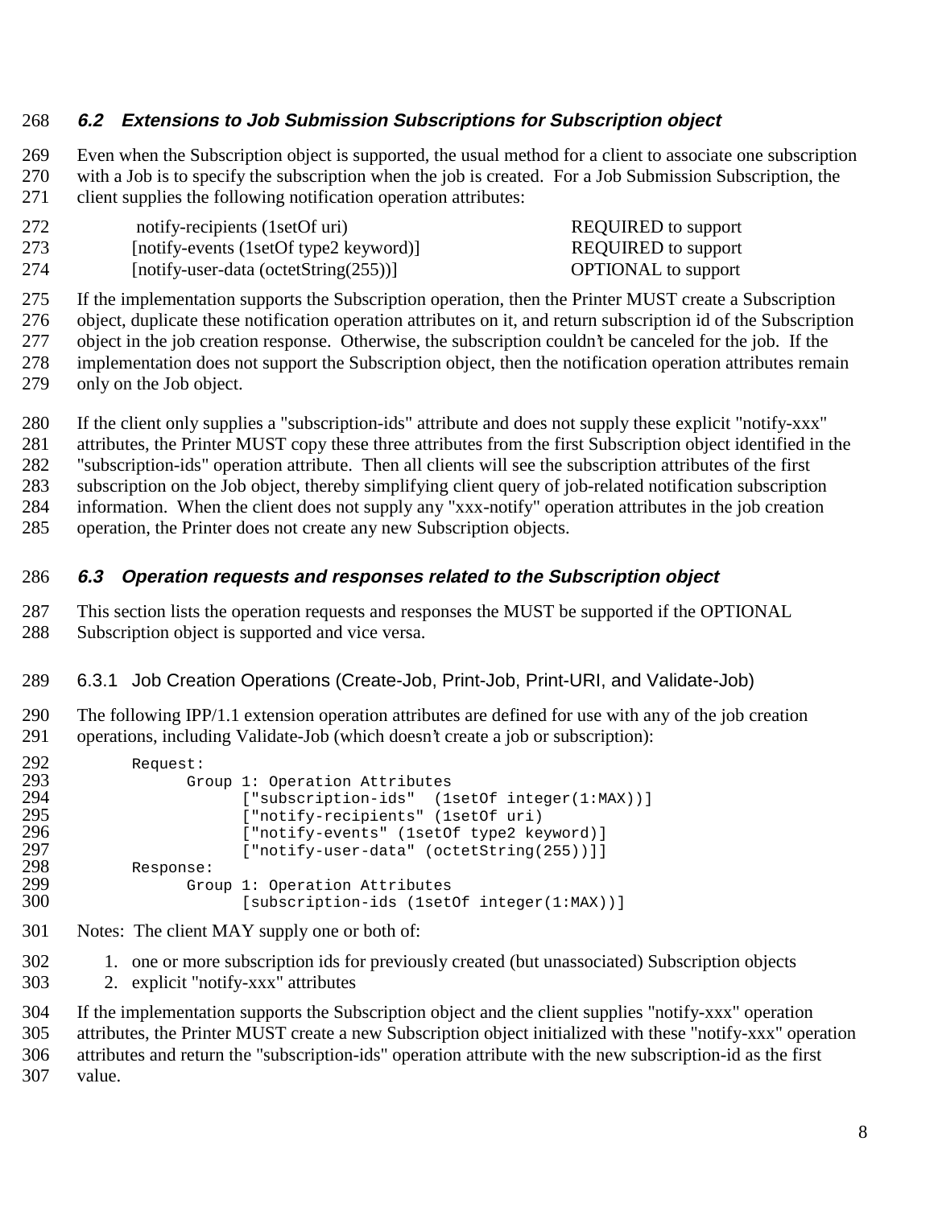### 6.2 Extensions to Job Submission Subscriptions for Subscription object

Even when the Subscription object is supported, the usual method for a client to associate one subscription with a Job is to specify the subscription when the job is created. For a Job Submission Subscription, the client supplies the following notification operation attributes:

| | |
|---|---|
| notify-recipients (1setOf uri) | REQUIRED to support |
| [notify-events (1setOf type2 keyword)] | REQUIRED to support |
| [notify-user-data (octetString(255))] | OPTIONAL to support |

If the implementation supports the Subscription operation, then the Printer MUST create a Subscription object, duplicate these notification operation attributes on it, and return subscription id of the Subscription object in the job creation response. Otherwise, the subscription couldn't be canceled for the job. If the implementation does not support the Subscription object, then the notification operation attributes remain only on the Job object.

If the client only supplies a "subscription-ids" attribute and does not supply these explicit "notify-xxx" attributes, the Printer MUST copy these three attributes from the first Subscription object identified in the "subscription-ids" operation attribute. Then all clients will see the subscription attributes of the first subscription on the Job object, thereby simplifying client query of job-related notification subscription information. When the client does not supply any "xxx-notify" operation attributes in the job creation operation, the Printer does not create any new Subscription objects.

### 6.3 Operation requests and responses related to the Subscription object

This section lists the operation requests and responses the MUST be supported if the OPTIONAL Subscription object is supported and vice versa.

#### 6.3.1 Job Creation Operations (Create-Job, Print-Job, Print-URI, and Validate-Job)

The following IPP/1.1 extension operation attributes are defined for use with any of the job creation operations, including Validate-Job (which doesn't create a job or subscription):

```
Request:
      Group 1: Operation Attributes
            ["subscription-ids"  (1setOf integer(1:MAX))]
            ["notify-recipients" (1setOf uri)
            ["notify-events" (1setOf type2 keyword)]
            ["notify-user-data" (octetString(255))]]
Response:
      Group 1: Operation Attributes
            [subscription-ids (1setOf integer(1:MAX))]
```

Notes: The client MAY supply one or both of:

1. one or more subscription ids for previously created (but unassociated) Subscription objects
2. explicit "notify-xxx" attributes

If the implementation supports the Subscription object and the client supplies "notify-xxx" operation attributes, the Printer MUST create a new Subscription object initialized with these "notify-xxx" operation attributes and return the "subscription-ids" operation attribute with the new subscription-id as the first value.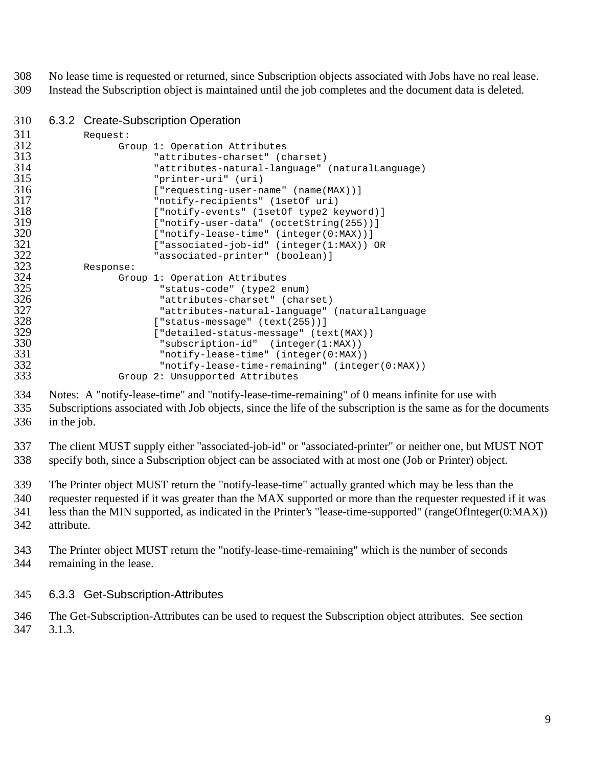No lease time is requested or returned, since Subscription objects associated with Jobs have no real lease. Instead the Subscription object is maintained until the job completes and the document data is deleted.

### 6.3.2 Create-Subscription Operation

```
Request:
      Group 1: Operation Attributes
            "attributes-charset" (charset)
            "attributes-natural-language" (naturalLanguage)
            "printer-uri" (uri)
            ["requesting-user-name" (name(MAX))]
            "notify-recipients" (1setOf uri)
            ["notify-events" (1setOf type2 keyword)]
            ["notify-user-data" (octetString(255))]
            ["notify-lease-time" (integer(0:MAX))]
            ["associated-job-id" (integer(1:MAX)) OR
            "associated-printer" (boolean)]
Response:
      Group 1: Operation Attributes
             "status-code" (type2 enum)
             "attributes-charset" (charset)
             "attributes-natural-language" (naturalLanguage
            ["status-message" (text(255))]
            ["detailed-status-message" (text(MAX))
             "subscription-id"  (integer(1:MAX))
             "notify-lease-time" (integer(0:MAX))
             "notify-lease-time-remaining" (integer(0:MAX))
      Group 2: Unsupported Attributes
```

Notes: A "notify-lease-time" and "notify-lease-time-remaining" of 0 means infinite for use with Subscriptions associated with Job objects, since the life of the subscription is the same as for the documents in the job.

The client MUST supply either "associated-job-id" or "associated-printer" or neither one, but MUST NOT specify both, since a Subscription object can be associated with at most one (Job or Printer) object.

The Printer object MUST return the "notify-lease-time" actually granted which may be less than the requester requested if it was greater than the MAX supported or more than the requester requested if it was less than the MIN supported, as indicated in the Printer's "lease-time-supported" (rangeOfInteger(0:MAX)) attribute.

The Printer object MUST return the "notify-lease-time-remaining" which is the number of seconds remaining in the lease.

### 6.3.3 Get-Subscription-Attributes

The Get-Subscription-Attributes can be used to request the Subscription object attributes. See section 3.1.3.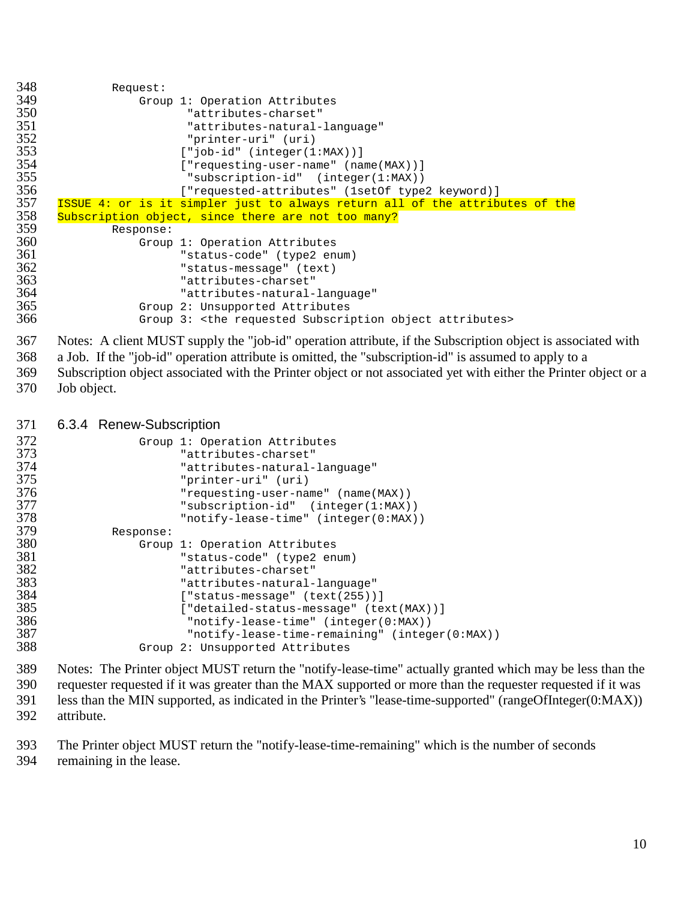```
        Request:
            Group 1: Operation Attributes
                   "attributes-charset"
                   "attributes-natural-language"
                   "printer-uri" (uri)
                  ["job-id" (integer(1:MAX))]
                  ["requesting-user-name" (name(MAX))]
                   "subscription-id"  (integer(1:MAX))
                  ["requested-attributes" (1setOf type2 keyword)]
```

ISSUE 4: or is it simpler just to always return all of the attributes of the Subscription object, since there are not too many?

```
        Response:
            Group 1: Operation Attributes
                  "status-code" (type2 enum)
                  "status-message" (text)
                  "attributes-charset"
                  "attributes-natural-language"
            Group 2: Unsupported Attributes
            Group 3: <the requested Subscription object attributes>
```

Notes: A client MUST supply the "job-id" operation attribute, if the Subscription object is associated with a Job. If the "job-id" operation attribute is omitted, the "subscription-id" is assumed to apply to a Subscription object associated with the Printer object or not associated yet with either the Printer object or a Job object.

### 6.3.4 Renew-Subscription

```
            Group 1: Operation Attributes
                  "attributes-charset"
                  "attributes-natural-language"
                  "printer-uri" (uri)
                  "requesting-user-name" (name(MAX))
                  "subscription-id"  (integer(1:MAX))
                  "notify-lease-time" (integer(0:MAX))
        Response:
            Group 1: Operation Attributes
                  "status-code" (type2 enum)
                  "attributes-charset"
                  "attributes-natural-language"
                  ["status-message" (text(255))]
                  ["detailed-status-message" (text(MAX))]
                   "notify-lease-time" (integer(0:MAX))
                   "notify-lease-time-remaining" (integer(0:MAX))
            Group 2: Unsupported Attributes
```

Notes: The Printer object MUST return the "notify-lease-time" actually granted which may be less than the requester requested if it was greater than the MAX supported or more than the requester requested if it was less than the MIN supported, as indicated in the Printer's "lease-time-supported" (rangeOfInteger(0:MAX)) attribute.

The Printer object MUST return the "notify-lease-time-remaining" which is the number of seconds remaining in the lease.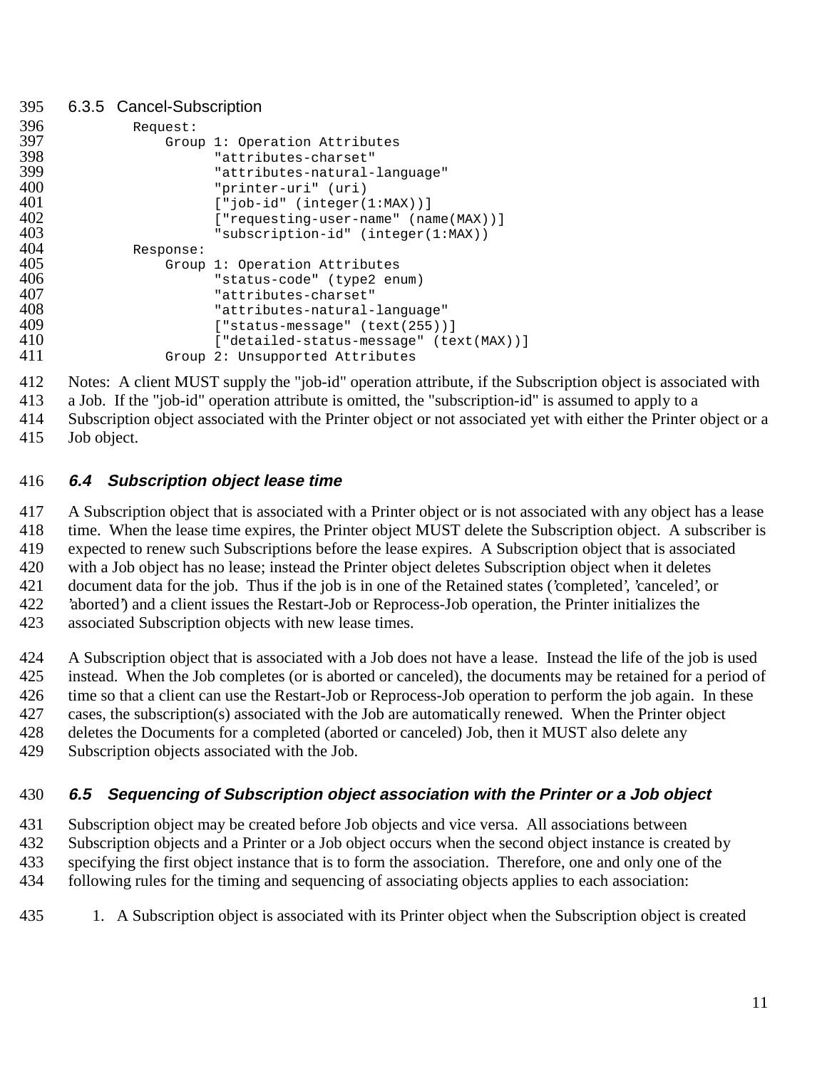### 6.3.5 Cancel-Subscription

```
Request:
    Group 1: Operation Attributes
          "attributes-charset"
          "attributes-natural-language"
          "printer-uri" (uri)
          ["job-id" (integer(1:MAX))]
          ["requesting-user-name" (name(MAX))]
          "subscription-id" (integer(1:MAX))
Response:
    Group 1: Operation Attributes
          "status-code" (type2 enum)
          "attributes-charset"
          "attributes-natural-language"
          ["status-message" (text(255))]
          ["detailed-status-message" (text(MAX))]
    Group 2: Unsupported Attributes
```

Notes: A client MUST supply the "job-id" operation attribute, if the Subscription object is associated with a Job. If the "job-id" operation attribute is omitted, the "subscription-id" is assumed to apply to a Subscription object associated with the Printer object or not associated yet with either the Printer object or a Job object.

## *6.4 Subscription object lease time*

A Subscription object that is associated with a Printer object or is not associated with any object has a lease time. When the lease time expires, the Printer object MUST delete the Subscription object. A subscriber is expected to renew such Subscriptions before the lease expires. A Subscription object that is associated with a Job object has no lease; instead the Printer object deletes Subscription object when it deletes document data for the job. Thus if the job is in one of the Retained states ('completed', 'canceled', or 'aborted') and a client issues the Restart-Job or Reprocess-Job operation, the Printer initializes the associated Subscription objects with new lease times.

A Subscription object that is associated with a Job does not have a lease. Instead the life of the job is used instead. When the Job completes (or is aborted or canceled), the documents may be retained for a period of time so that a client can use the Restart-Job or Reprocess-Job operation to perform the job again. In these cases, the subscription(s) associated with the Job are automatically renewed. When the Printer object deletes the Documents for a completed (aborted or canceled) Job, then it MUST also delete any Subscription objects associated with the Job.

## *6.5 Sequencing of Subscription object association with the Printer or a Job object*

Subscription object may be created before Job objects and vice versa. All associations between Subscription objects and a Printer or a Job object occurs when the second object instance is created by specifying the first object instance that is to form the association. Therefore, one and only one of the following rules for the timing and sequencing of associating objects applies to each association:

1. A Subscription object is associated with its Printer object when the Subscription object is created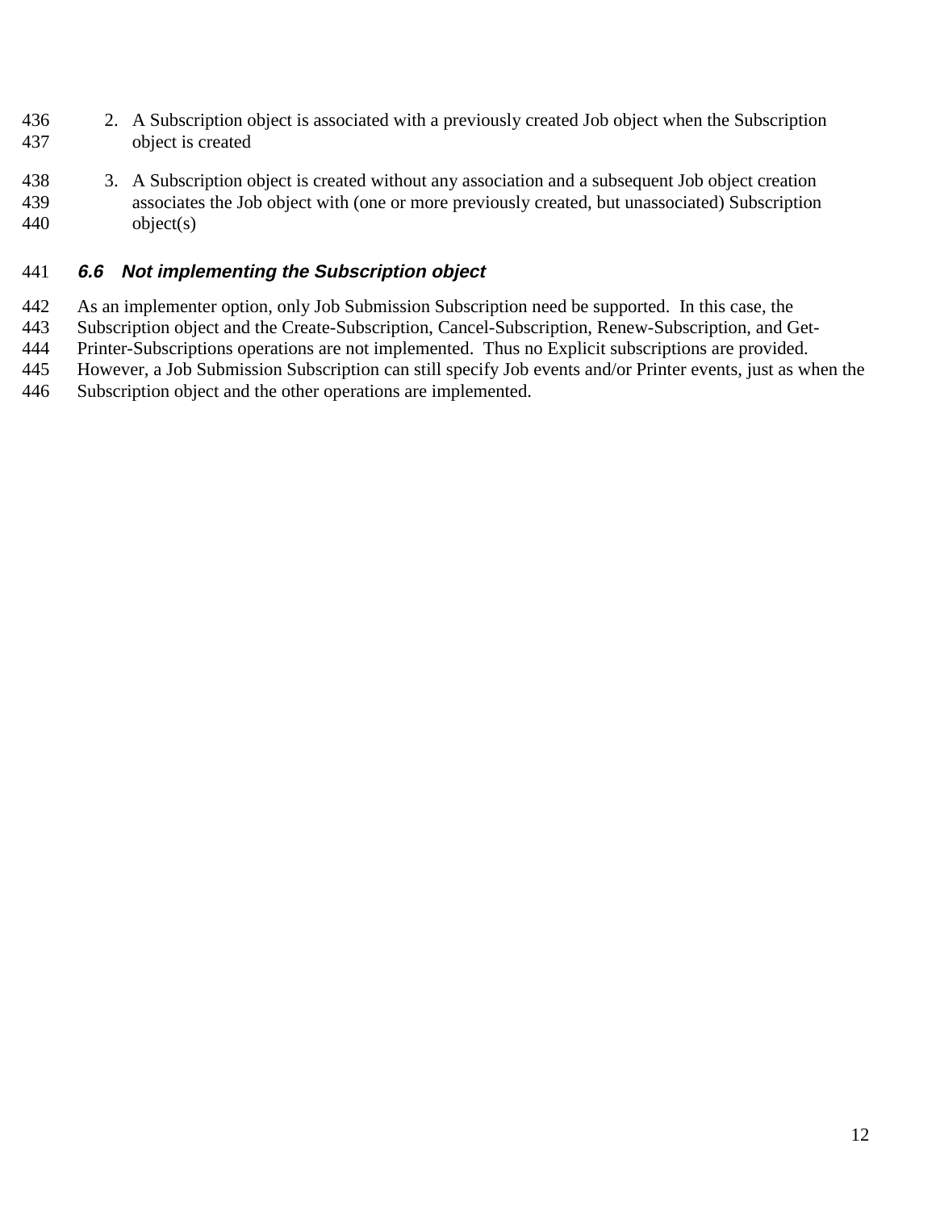2. A Subscription object is associated with a previously created Job object when the Subscription object is created

3. A Subscription object is created without any association and a subsequent Job object creation associates the Job object with (one or more previously created, but unassociated) Subscription object(s)

### 6.6 Not implementing the Subscription object

As an implementer option, only Job Submission Subscription need be supported. In this case, the Subscription object and the Create-Subscription, Cancel-Subscription, Renew-Subscription, and Get-Printer-Subscriptions operations are not implemented. Thus no Explicit subscriptions are provided. However, a Job Submission Subscription can still specify Job events and/or Printer events, just as when the Subscription object and the other operations are implemented.